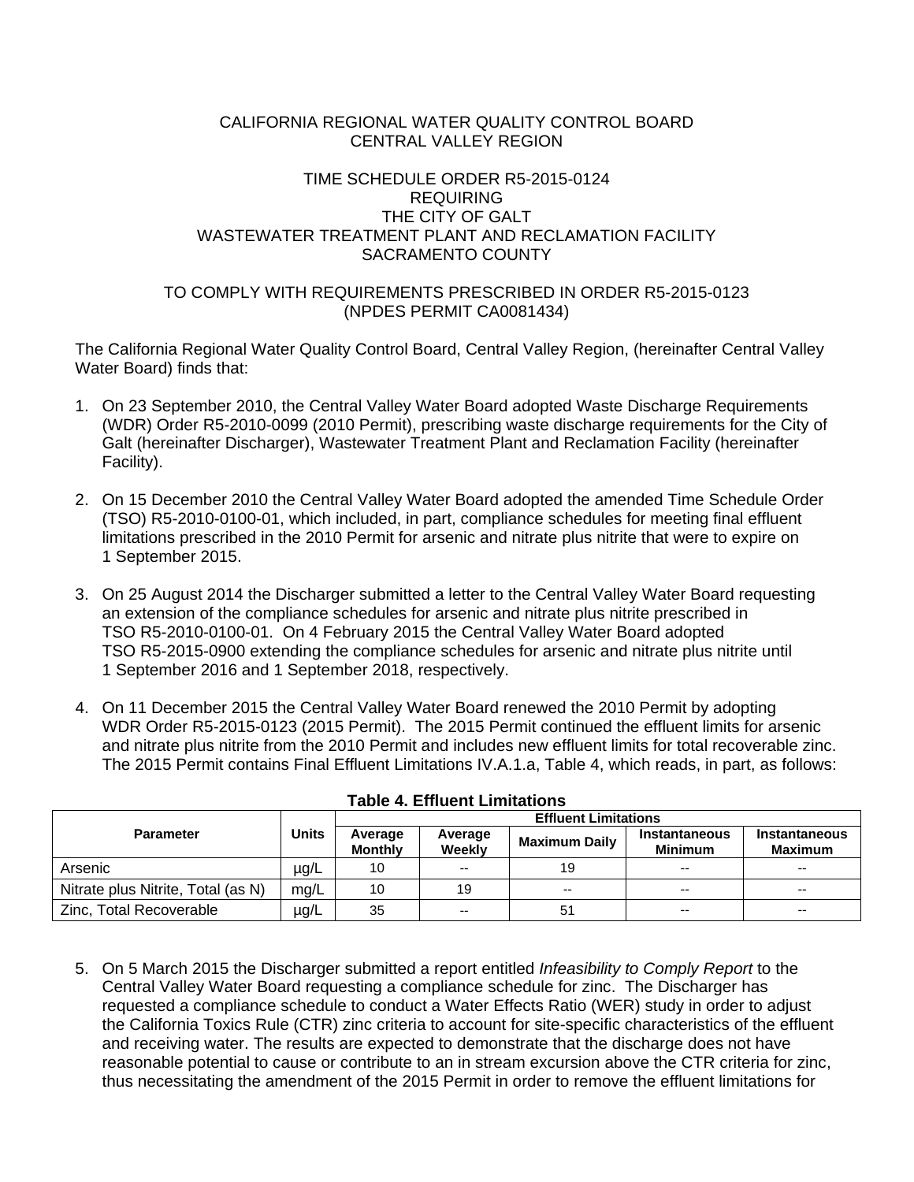CALIFORNIA REGIONAL WATER QUALITY CONTROL BOARD
CENTRAL VALLEY REGION

TIME SCHEDULE ORDER R5-2015-0124
REQUIRING
THE CITY OF GALT
WASTEWATER TREATMENT PLANT AND RECLAMATION FACILITY
SACRAMENTO COUNTY

TO COMPLY WITH REQUIREMENTS PRESCRIBED IN ORDER R5-2015-0123
(NPDES PERMIT CA0081434)

The California Regional Water Quality Control Board, Central Valley Region, (hereinafter Central Valley Water Board) finds that:

1. On 23 September 2010, the Central Valley Water Board adopted Waste Discharge Requirements (WDR) Order R5-2010-0099 (2010 Permit), prescribing waste discharge requirements for the City of Galt (hereinafter Discharger), Wastewater Treatment Plant and Reclamation Facility (hereinafter Facility).

2. On 15 December 2010 the Central Valley Water Board adopted the amended Time Schedule Order (TSO) R5-2010-0100-01, which included, in part, compliance schedules for meeting final effluent limitations prescribed in the 2010 Permit for arsenic and nitrate plus nitrite that were to expire on 1 September 2015.

3. On 25 August 2014 the Discharger submitted a letter to the Central Valley Water Board requesting an extension of the compliance schedules for arsenic and nitrate plus nitrite prescribed in TSO R5-2010-0100-01. On 4 February 2015 the Central Valley Water Board adopted TSO R5-2015-0900 extending the compliance schedules for arsenic and nitrate plus nitrite until 1 September 2016 and 1 September 2018, respectively.

4. On 11 December 2015 the Central Valley Water Board renewed the 2010 Permit by adopting WDR Order R5-2015-0123 (2015 Permit). The 2015 Permit continued the effluent limits for arsenic and nitrate plus nitrite from the 2010 Permit and includes new effluent limits for total recoverable zinc. The 2015 Permit contains Final Effluent Limitations IV.A.1.a, Table 4, which reads, in part, as follows:

**Table 4. Effluent Limitations**

| Parameter | Units | Effluent Limitations | | | | |
|---|---|---|---|---|---|---|
| | | Average Monthly | Average Weekly | Maximum Daily | Instantaneous Minimum | Instantaneous Maximum |
| Arsenic | µg/L | 10 | -- | 19 | -- | -- |
| Nitrate plus Nitrite, Total (as N) | mg/L | 10 | 19 | -- | -- | -- |
| Zinc, Total Recoverable | µg/L | 35 | -- | 51 | -- | -- |

5. On 5 March 2015 the Discharger submitted a report entitled *Infeasibility to Comply Report* to the Central Valley Water Board requesting a compliance schedule for zinc. The Discharger has requested a compliance schedule to conduct a Water Effects Ratio (WER) study in order to adjust the California Toxics Rule (CTR) zinc criteria to account for site-specific characteristics of the effluent and receiving water. The results are expected to demonstrate that the discharge does not have reasonable potential to cause or contribute to an in stream excursion above the CTR criteria for zinc, thus necessitating the amendment of the 2015 Permit in order to remove the effluent limitations for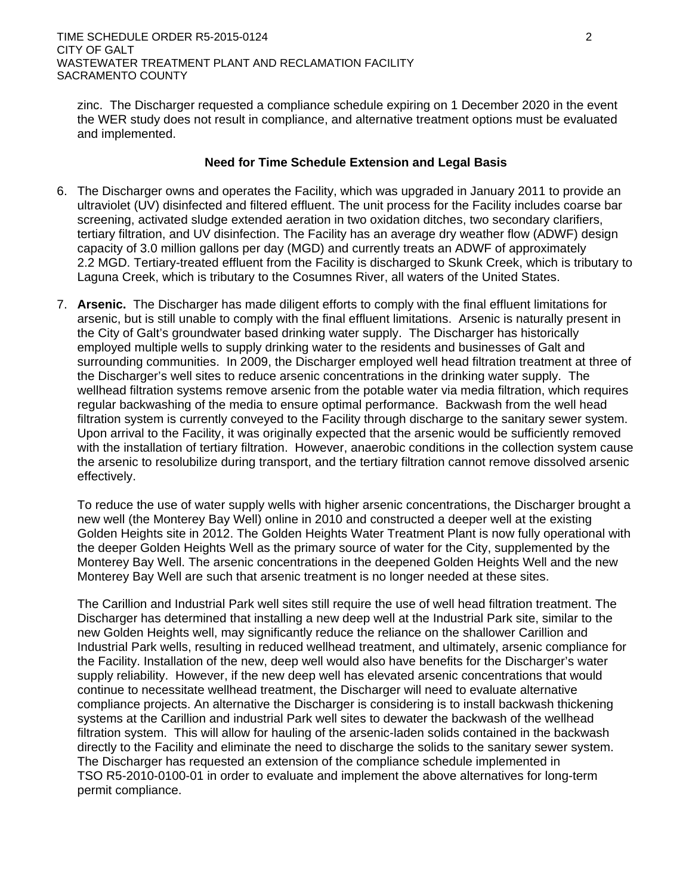zinc. The Discharger requested a compliance schedule expiring on 1 December 2020 in the event the WER study does not result in compliance, and alternative treatment options must be evaluated and implemented.

**Need for Time Schedule Extension and Legal Basis**

6. The Discharger owns and operates the Facility, which was upgraded in January 2011 to provide an ultraviolet (UV) disinfected and filtered effluent. The unit process for the Facility includes coarse bar screening, activated sludge extended aeration in two oxidation ditches, two secondary clarifiers, tertiary filtration, and UV disinfection. The Facility has an average dry weather flow (ADWF) design capacity of 3.0 million gallons per day (MGD) and currently treats an ADWF of approximately 2.2 MGD. Tertiary-treated effluent from the Facility is discharged to Skunk Creek, which is tributary to Laguna Creek, which is tributary to the Cosumnes River, all waters of the United States.

7. **Arsenic.** The Discharger has made diligent efforts to comply with the final effluent limitations for arsenic, but is still unable to comply with the final effluent limitations. Arsenic is naturally present in the City of Galt's groundwater based drinking water supply. The Discharger has historically employed multiple wells to supply drinking water to the residents and businesses of Galt and surrounding communities. In 2009, the Discharger employed well head filtration treatment at three of the Discharger's well sites to reduce arsenic concentrations in the drinking water supply. The wellhead filtration systems remove arsenic from the potable water via media filtration, which requires regular backwashing of the media to ensure optimal performance. Backwash from the well head filtration system is currently conveyed to the Facility through discharge to the sanitary sewer system. Upon arrival to the Facility, it was originally expected that the arsenic would be sufficiently removed with the installation of tertiary filtration. However, anaerobic conditions in the collection system cause the arsenic to resolubilize during transport, and the tertiary filtration cannot remove dissolved arsenic effectively.

   To reduce the use of water supply wells with higher arsenic concentrations, the Discharger brought a new well (the Monterey Bay Well) online in 2010 and constructed a deeper well at the existing Golden Heights site in 2012. The Golden Heights Water Treatment Plant is now fully operational with the deeper Golden Heights Well as the primary source of water for the City, supplemented by the Monterey Bay Well. The arsenic concentrations in the deepened Golden Heights Well and the new Monterey Bay Well are such that arsenic treatment is no longer needed at these sites.

   The Carillion and Industrial Park well sites still require the use of well head filtration treatment. The Discharger has determined that installing a new deep well at the Industrial Park site, similar to the new Golden Heights well, may significantly reduce the reliance on the shallower Carillion and Industrial Park wells, resulting in reduced wellhead treatment, and ultimately, arsenic compliance for the Facility. Installation of the new, deep well would also have benefits for the Discharger's water supply reliability. However, if the new deep well has elevated arsenic concentrations that would continue to necessitate wellhead treatment, the Discharger will need to evaluate alternative compliance projects. An alternative the Discharger is considering is to install backwash thickening systems at the Carillion and industrial Park well sites to dewater the backwash of the wellhead filtration system. This will allow for hauling of the arsenic-laden solids contained in the backwash directly to the Facility and eliminate the need to discharge the solids to the sanitary sewer system. The Discharger has requested an extension of the compliance schedule implemented in TSO R5-2010-0100-01 in order to evaluate and implement the above alternatives for long-term permit compliance.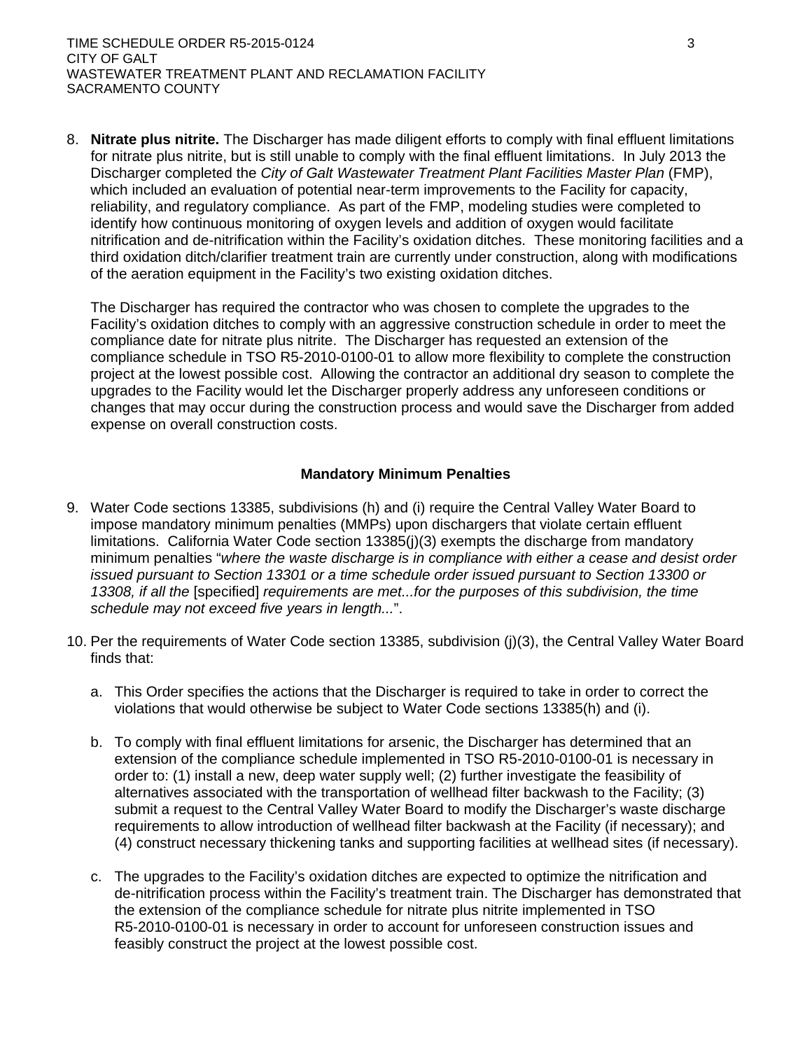8. **Nitrate plus nitrite.** The Discharger has made diligent efforts to comply with final effluent limitations for nitrate plus nitrite, but is still unable to comply with the final effluent limitations. In July 2013 the Discharger completed the *City of Galt Wastewater Treatment Plant Facilities Master Plan* (FMP), which included an evaluation of potential near-term improvements to the Facility for capacity, reliability, and regulatory compliance. As part of the FMP, modeling studies were completed to identify how continuous monitoring of oxygen levels and addition of oxygen would facilitate nitrification and de-nitrification within the Facility's oxidation ditches. These monitoring facilities and a third oxidation ditch/clarifier treatment train are currently under construction, along with modifications of the aeration equipment in the Facility's two existing oxidation ditches.

   The Discharger has required the contractor who was chosen to complete the upgrades to the Facility's oxidation ditches to comply with an aggressive construction schedule in order to meet the compliance date for nitrate plus nitrite. The Discharger has requested an extension of the compliance schedule in TSO R5-2010-0100-01 to allow more flexibility to complete the construction project at the lowest possible cost. Allowing the contractor an additional dry season to complete the upgrades to the Facility would let the Discharger properly address any unforeseen conditions or changes that may occur during the construction process and would save the Discharger from added expense on overall construction costs.

### Mandatory Minimum Penalties

9. Water Code sections 13385, subdivisions (h) and (i) require the Central Valley Water Board to impose mandatory minimum penalties (MMPs) upon dischargers that violate certain effluent limitations. California Water Code section 13385(j)(3) exempts the discharge from mandatory minimum penalties "*where the waste discharge is in compliance with either a cease and desist order issued pursuant to Section 13301 or a time schedule order issued pursuant to Section 13300 or 13308, if all the* [specified] *requirements are met...for the purposes of this subdivision, the time schedule may not exceed five years in length...*".

10. Per the requirements of Water Code section 13385, subdivision (j)(3), the Central Valley Water Board finds that:

    a. This Order specifies the actions that the Discharger is required to take in order to correct the violations that would otherwise be subject to Water Code sections 13385(h) and (i).

    b. To comply with final effluent limitations for arsenic, the Discharger has determined that an extension of the compliance schedule implemented in TSO R5-2010-0100-01 is necessary in order to: (1) install a new, deep water supply well; (2) further investigate the feasibility of alternatives associated with the transportation of wellhead filter backwash to the Facility; (3) submit a request to the Central Valley Water Board to modify the Discharger's waste discharge requirements to allow introduction of wellhead filter backwash at the Facility (if necessary); and (4) construct necessary thickening tanks and supporting facilities at wellhead sites (if necessary).

    c. The upgrades to the Facility's oxidation ditches are expected to optimize the nitrification and de-nitrification process within the Facility's treatment train. The Discharger has demonstrated that the extension of the compliance schedule for nitrate plus nitrite implemented in TSO R5-2010-0100-01 is necessary in order to account for unforeseen construction issues and feasibly construct the project at the lowest possible cost.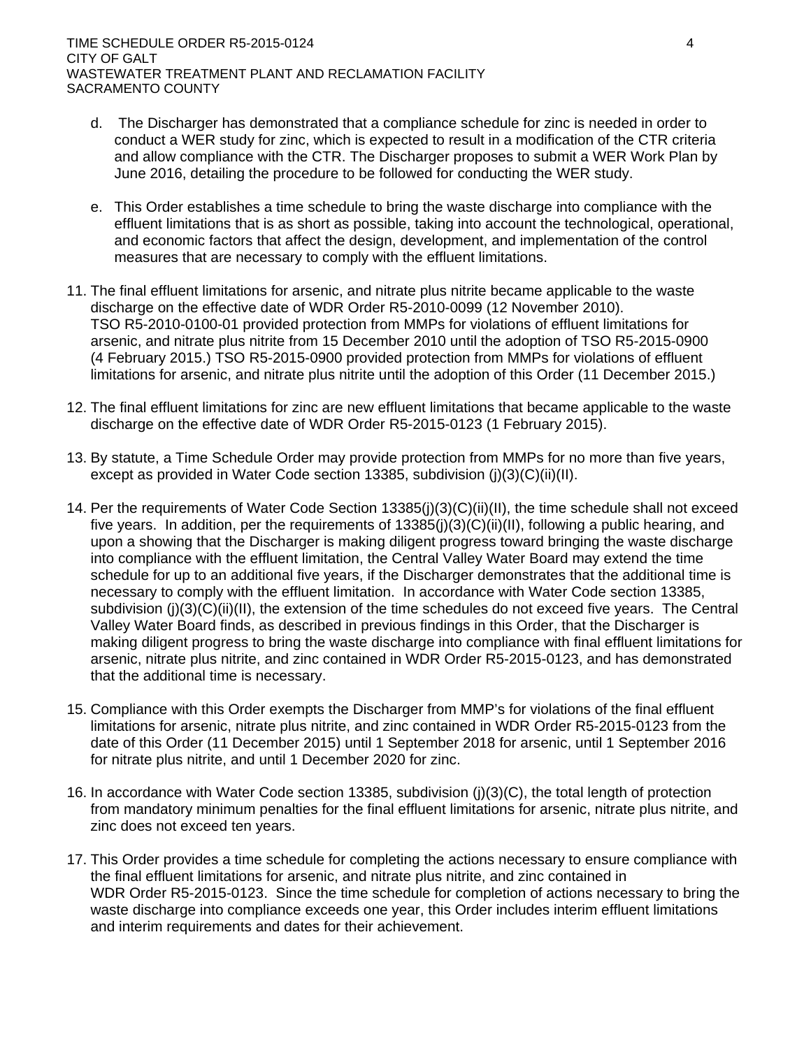d. The Discharger has demonstrated that a compliance schedule for zinc is needed in order to conduct a WER study for zinc, which is expected to result in a modification of the CTR criteria and allow compliance with the CTR. The Discharger proposes to submit a WER Work Plan by June 2016, detailing the procedure to be followed for conducting the WER study.

e. This Order establishes a time schedule to bring the waste discharge into compliance with the effluent limitations that is as short as possible, taking into account the technological, operational, and economic factors that affect the design, development, and implementation of the control measures that are necessary to comply with the effluent limitations.

11. The final effluent limitations for arsenic, and nitrate plus nitrite became applicable to the waste discharge on the effective date of WDR Order R5-2010-0099 (12 November 2010). TSO R5-2010-0100-01 provided protection from MMPs for violations of effluent limitations for arsenic, and nitrate plus nitrite from 15 December 2010 until the adoption of TSO R5-2015-0900 (4 February 2015.) TSO R5-2015-0900 provided protection from MMPs for violations of effluent limitations for arsenic, and nitrate plus nitrite until the adoption of this Order (11 December 2015.)

12. The final effluent limitations for zinc are new effluent limitations that became applicable to the waste discharge on the effective date of WDR Order R5-2015-0123 (1 February 2015).

13. By statute, a Time Schedule Order may provide protection from MMPs for no more than five years, except as provided in Water Code section 13385, subdivision (j)(3)(C)(ii)(II).

14. Per the requirements of Water Code Section 13385(j)(3)(C)(ii)(II), the time schedule shall not exceed five years. In addition, per the requirements of 13385(j)(3)(C)(ii)(II), following a public hearing, and upon a showing that the Discharger is making diligent progress toward bringing the waste discharge into compliance with the effluent limitation, the Central Valley Water Board may extend the time schedule for up to an additional five years, if the Discharger demonstrates that the additional time is necessary to comply with the effluent limitation. In accordance with Water Code section 13385, subdivision (j)(3)(C)(ii)(II), the extension of the time schedules do not exceed five years. The Central Valley Water Board finds, as described in previous findings in this Order, that the Discharger is making diligent progress to bring the waste discharge into compliance with final effluent limitations for arsenic, nitrate plus nitrite, and zinc contained in WDR Order R5-2015-0123, and has demonstrated that the additional time is necessary.

15. Compliance with this Order exempts the Discharger from MMP's for violations of the final effluent limitations for arsenic, nitrate plus nitrite, and zinc contained in WDR Order R5-2015-0123 from the date of this Order (11 December 2015) until 1 September 2018 for arsenic, until 1 September 2016 for nitrate plus nitrite, and until 1 December 2020 for zinc.

16. In accordance with Water Code section 13385, subdivision (j)(3)(C), the total length of protection from mandatory minimum penalties for the final effluent limitations for arsenic, nitrate plus nitrite, and zinc does not exceed ten years.

17. This Order provides a time schedule for completing the actions necessary to ensure compliance with the final effluent limitations for arsenic, and nitrate plus nitrite, and zinc contained in WDR Order R5-2015-0123. Since the time schedule for completion of actions necessary to bring the waste discharge into compliance exceeds one year, this Order includes interim effluent limitations and interim requirements and dates for their achievement.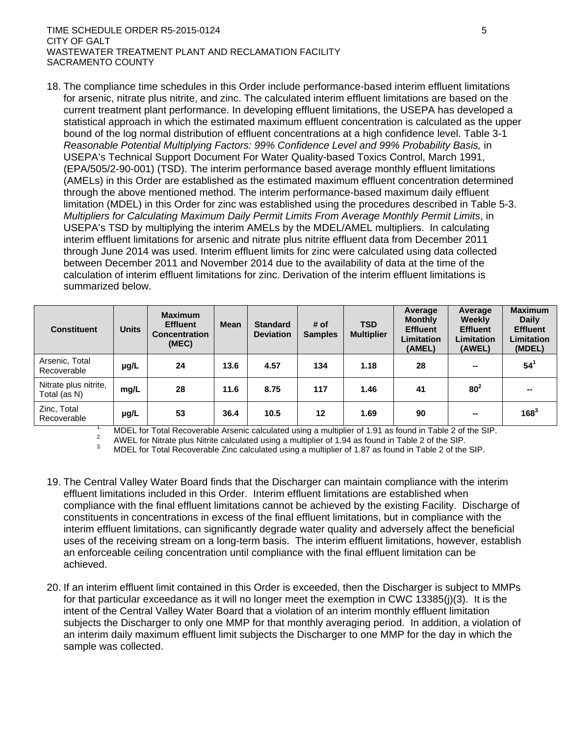18. The compliance time schedules in this Order include performance-based interim effluent limitations for arsenic, nitrate plus nitrite, and zinc. The calculated interim effluent limitations are based on the current treatment plant performance. In developing effluent limitations, the USEPA has developed a statistical approach in which the estimated maximum effluent concentration is calculated as the upper bound of the log normal distribution of effluent concentrations at a high confidence level. Table 3-1 *Reasonable Potential Multiplying Factors: 99% Confidence Level and 99% Probability Basis,* in USEPA's Technical Support Document For Water Quality-based Toxics Control, March 1991, (EPA/505/2-90-001) (TSD). The interim performance based average monthly effluent limitations (AMELs) in this Order are established as the estimated maximum effluent concentration determined through the above mentioned method. The interim performance-based maximum daily effluent limitation (MDEL) in this Order for zinc was established using the procedures described in Table 5-3. *Multipliers for Calculating Maximum Daily Permit Limits From Average Monthly Permit Limits*, in USEPA's TSD by multiplying the interim AMELs by the MDEL/AMEL multipliers. In calculating interim effluent limitations for arsenic and nitrate plus nitrite effluent data from December 2011 through June 2014 was used. Interim effluent limits for zinc were calculated using data collected between December 2011 and November 2014 due to the availability of data at the time of the calculation of interim effluent limitations for zinc. Derivation of the interim effluent limitations is summarized below.

| Constituent | Units | Maximum Effluent Concentration (MEC) | Mean | Standard Deviation | # of Samples | TSD Multiplier | Average Monthly Effluent Limitation (AMEL) | Average Weekly Effluent Limitation (AWEL) | Maximum Daily Effluent Limitation (MDEL) |
|---|---|---|---|---|---|---|---|---|---|
| Arsenic, Total Recoverable | µg/L | **24** | **13.6** | **4.57** | **134** | **1.18** | **28** | **--** | **54**[1] |
| Nitrate plus nitrite, Total (as N) | mg/L | **28** | **11.6** | **8.75** | **117** | **1.46** | **41** | **80**[2] | **--** |
| Zinc, Total Recoverable | µg/L | **53** | **36.4** | **10.5** | **12** | **1.69** | **90** | **--** | **168**[3] |

1. MDEL for Total Recoverable Arsenic calculated using a multiplier of 1.91 as found in Table 2 of the SIP.
2. AWEL for Nitrate plus Nitrite calculated using a multiplier of 1.94 as found in Table 2 of the SIP.
3. MDEL for Total Recoverable Zinc calculated using a multiplier of 1.87 as found in Table 2 of the SIP.

19. The Central Valley Water Board finds that the Discharger can maintain compliance with the interim effluent limitations included in this Order. Interim effluent limitations are established when compliance with the final effluent limitations cannot be achieved by the existing Facility. Discharge of constituents in concentrations in excess of the final effluent limitations, but in compliance with the interim effluent limitations, can significantly degrade water quality and adversely affect the beneficial uses of the receiving stream on a long-term basis. The interim effluent limitations, however, establish an enforceable ceiling concentration until compliance with the final effluent limitation can be achieved.

20. If an interim effluent limit contained in this Order is exceeded, then the Discharger is subject to MMPs for that particular exceedance as it will no longer meet the exemption in CWC 13385(j)(3). It is the intent of the Central Valley Water Board that a violation of an interim monthly effluent limitation subjects the Discharger to only one MMP for that monthly averaging period. In addition, a violation of an interim daily maximum effluent limit subjects the Discharger to one MMP for the day in which the sample was collected.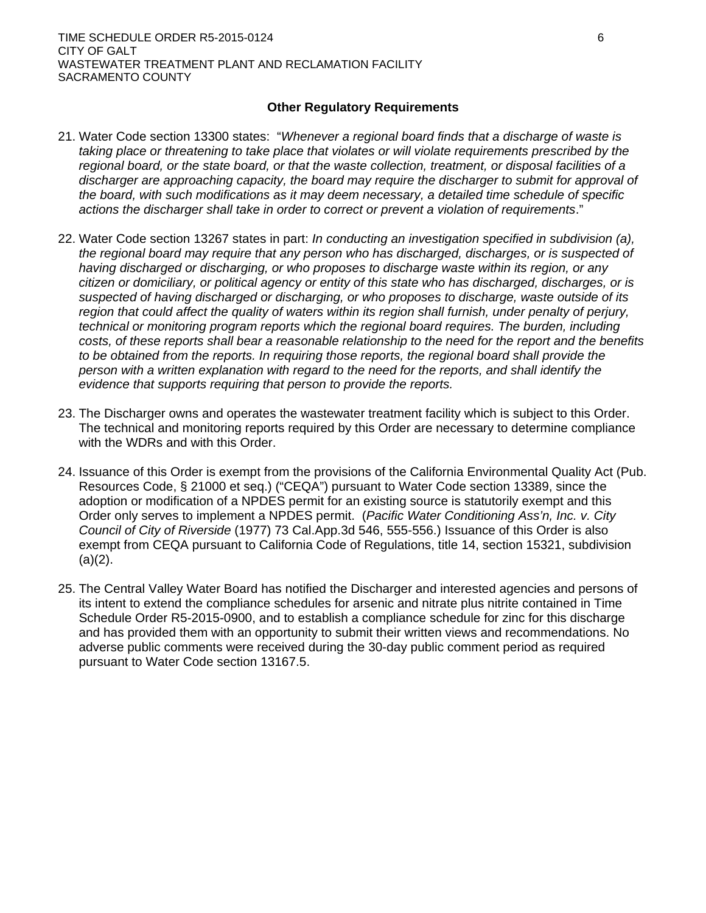### Other Regulatory Requirements

21. Water Code section 13300 states: "*Whenever a regional board finds that a discharge of waste is taking place or threatening to take place that violates or will violate requirements prescribed by the regional board, or the state board, or that the waste collection, treatment, or disposal facilities of a discharger are approaching capacity, the board may require the discharger to submit for approval of the board, with such modifications as it may deem necessary, a detailed time schedule of specific actions the discharger shall take in order to correct or prevent a violation of requirements*."

22. Water Code section 13267 states in part: *In conducting an investigation specified in subdivision (a), the regional board may require that any person who has discharged, discharges, or is suspected of having discharged or discharging, or who proposes to discharge waste within its region, or any citizen or domiciliary, or political agency or entity of this state who has discharged, discharges, or is suspected of having discharged or discharging, or who proposes to discharge, waste outside of its region that could affect the quality of waters within its region shall furnish, under penalty of perjury, technical or monitoring program reports which the regional board requires. The burden, including costs, of these reports shall bear a reasonable relationship to the need for the report and the benefits to be obtained from the reports. In requiring those reports, the regional board shall provide the person with a written explanation with regard to the need for the reports, and shall identify the evidence that supports requiring that person to provide the reports.*

23. The Discharger owns and operates the wastewater treatment facility which is subject to this Order. The technical and monitoring reports required by this Order are necessary to determine compliance with the WDRs and with this Order.

24. Issuance of this Order is exempt from the provisions of the California Environmental Quality Act (Pub. Resources Code, § 21000 et seq.) ("CEQA") pursuant to Water Code section 13389, since the adoption or modification of a NPDES permit for an existing source is statutorily exempt and this Order only serves to implement a NPDES permit. (*Pacific Water Conditioning Ass'n, Inc. v. City Council of City of Riverside* (1977) 73 Cal.App.3d 546, 555-556.) Issuance of this Order is also exempt from CEQA pursuant to California Code of Regulations, title 14, section 15321, subdivision (a)(2).

25. The Central Valley Water Board has notified the Discharger and interested agencies and persons of its intent to extend the compliance schedules for arsenic and nitrate plus nitrite contained in Time Schedule Order R5-2015-0900, and to establish a compliance schedule for zinc for this discharge and has provided them with an opportunity to submit their written views and recommendations. No adverse public comments were received during the 30-day public comment period as required pursuant to Water Code section 13167.5.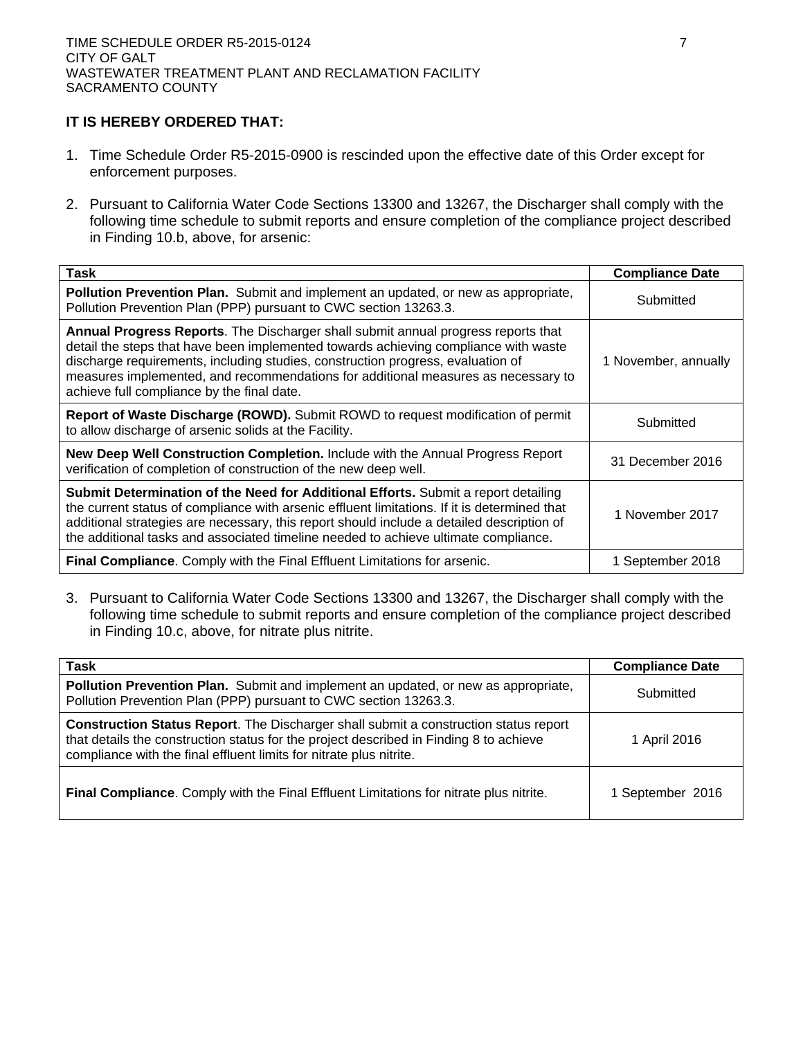**IT IS HEREBY ORDERED THAT:**

1. Time Schedule Order R5-2015-0900 is rescinded upon the effective date of this Order except for enforcement purposes.

2. Pursuant to California Water Code Sections 13300 and 13267, the Discharger shall comply with the following time schedule to submit reports and ensure completion of the compliance project described in Finding 10.b, above, for arsenic:

| Task | Compliance Date |
|---|---|
| **Pollution Prevention Plan.** Submit and implement an updated, or new as appropriate, Pollution Prevention Plan (PPP) pursuant to CWC section 13263.3. | Submitted |
| **Annual Progress Reports**. The Discharger shall submit annual progress reports that detail the steps that have been implemented towards achieving compliance with waste discharge requirements, including studies, construction progress, evaluation of measures implemented, and recommendations for additional measures as necessary to achieve full compliance by the final date. | 1 November, annually |
| **Report of Waste Discharge (ROWD).** Submit ROWD to request modification of permit to allow discharge of arsenic solids at the Facility. | Submitted |
| **New Deep Well Construction Completion.** Include with the Annual Progress Report verification of completion of construction of the new deep well. | 31 December 2016 |
| **Submit Determination of the Need for Additional Efforts.** Submit a report detailing the current status of compliance with arsenic effluent limitations. If it is determined that additional strategies are necessary, this report should include a detailed description of the additional tasks and associated timeline needed to achieve ultimate compliance. | 1 November 2017 |
| **Final Compliance**. Comply with the Final Effluent Limitations for arsenic. | 1 September 2018 |

3. Pursuant to California Water Code Sections 13300 and 13267, the Discharger shall comply with the following time schedule to submit reports and ensure completion of the compliance project described in Finding 10.c, above, for nitrate plus nitrite.

| Task | Compliance Date |
|---|---|
| **Pollution Prevention Plan.** Submit and implement an updated, or new as appropriate, Pollution Prevention Plan (PPP) pursuant to CWC section 13263.3. | Submitted |
| **Construction Status Report**. The Discharger shall submit a construction status report that details the construction status for the project described in Finding 8 to achieve compliance with the final effluent limits for nitrate plus nitrite. | 1 April 2016 |
| **Final Compliance**. Comply with the Final Effluent Limitations for nitrate plus nitrite. | 1 September 2016 |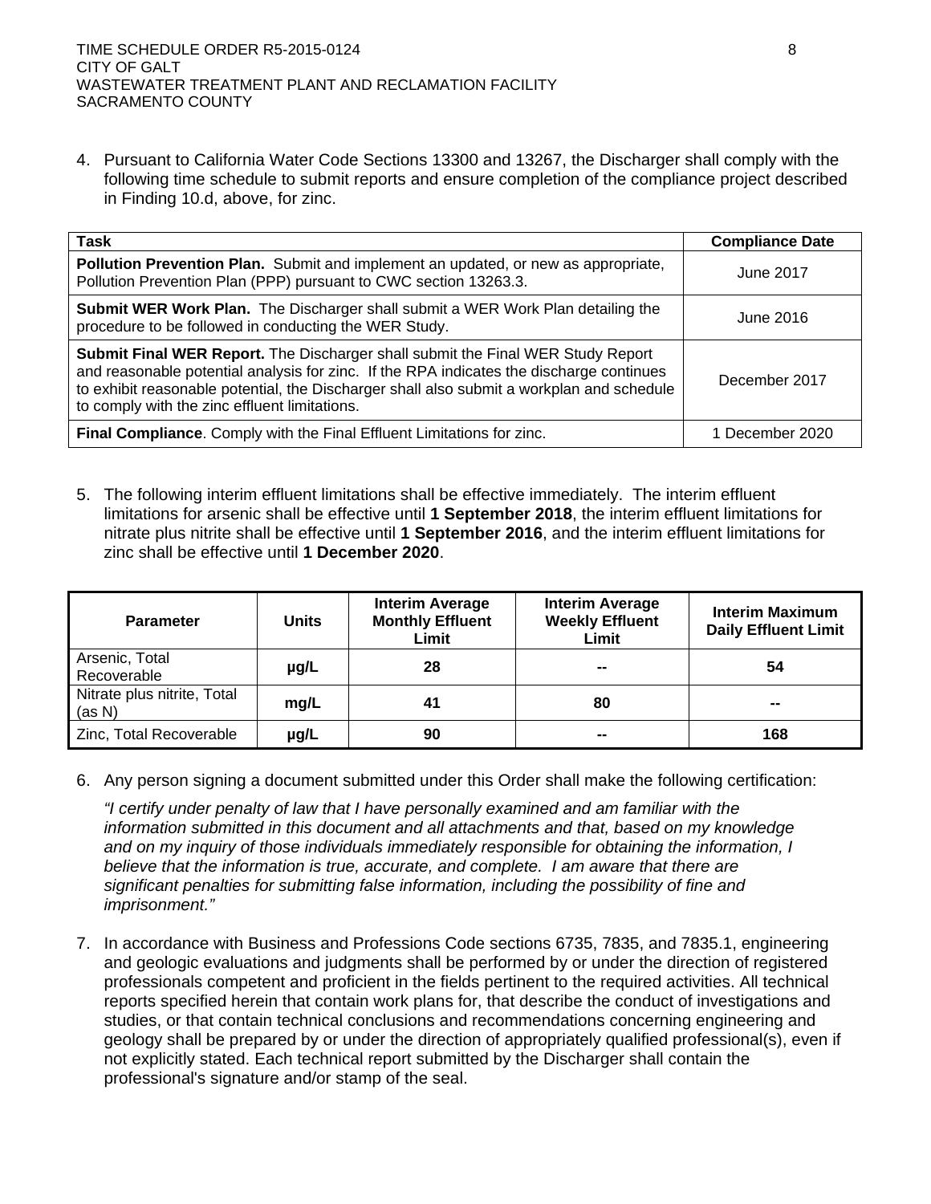4. Pursuant to California Water Code Sections 13300 and 13267, the Discharger shall comply with the following time schedule to submit reports and ensure completion of the compliance project described in Finding 10.d, above, for zinc.

| Task | Compliance Date |
|---|---|
| **Pollution Prevention Plan.** Submit and implement an updated, or new as appropriate, Pollution Prevention Plan (PPP) pursuant to CWC section 13263.3. | June 2017 |
| **Submit WER Work Plan.** The Discharger shall submit a WER Work Plan detailing the procedure to be followed in conducting the WER Study. | June 2016 |
| **Submit Final WER Report.** The Discharger shall submit the Final WER Study Report and reasonable potential analysis for zinc. If the RPA indicates the discharge continues to exhibit reasonable potential, the Discharger shall also submit a workplan and schedule to comply with the zinc effluent limitations. | December 2017 |
| **Final Compliance**. Comply with the Final Effluent Limitations for zinc. | 1 December 2020 |

5. The following interim effluent limitations shall be effective immediately. The interim effluent limitations for arsenic shall be effective until **1 September 2018**, the interim effluent limitations for nitrate plus nitrite shall be effective until **1 September 2016**, and the interim effluent limitations for zinc shall be effective until **1 December 2020**.

| Parameter | Units | Interim Average Monthly Effluent Limit | Interim Average Weekly Effluent Limit | Interim Maximum Daily Effluent Limit |
|---|---|---|---|---|
| Arsenic, Total Recoverable | µg/L | 28 | -- | 54 |
| Nitrate plus nitrite, Total (as N) | mg/L | 41 | 80 | -- |
| Zinc, Total Recoverable | µg/L | 90 | -- | 168 |

6. Any person signing a document submitted under this Order shall make the following certification:

   *"I certify under penalty of law that I have personally examined and am familiar with the information submitted in this document and all attachments and that, based on my knowledge and on my inquiry of those individuals immediately responsible for obtaining the information, I believe that the information is true, accurate, and complete. I am aware that there are significant penalties for submitting false information, including the possibility of fine and imprisonment."*

7. In accordance with Business and Professions Code sections 6735, 7835, and 7835.1, engineering and geologic evaluations and judgments shall be performed by or under the direction of registered professionals competent and proficient in the fields pertinent to the required activities. All technical reports specified herein that contain work plans for, that describe the conduct of investigations and studies, or that contain technical conclusions and recommendations concerning engineering and geology shall be prepared by or under the direction of appropriately qualified professional(s), even if not explicitly stated. Each technical report submitted by the Discharger shall contain the professional's signature and/or stamp of the seal.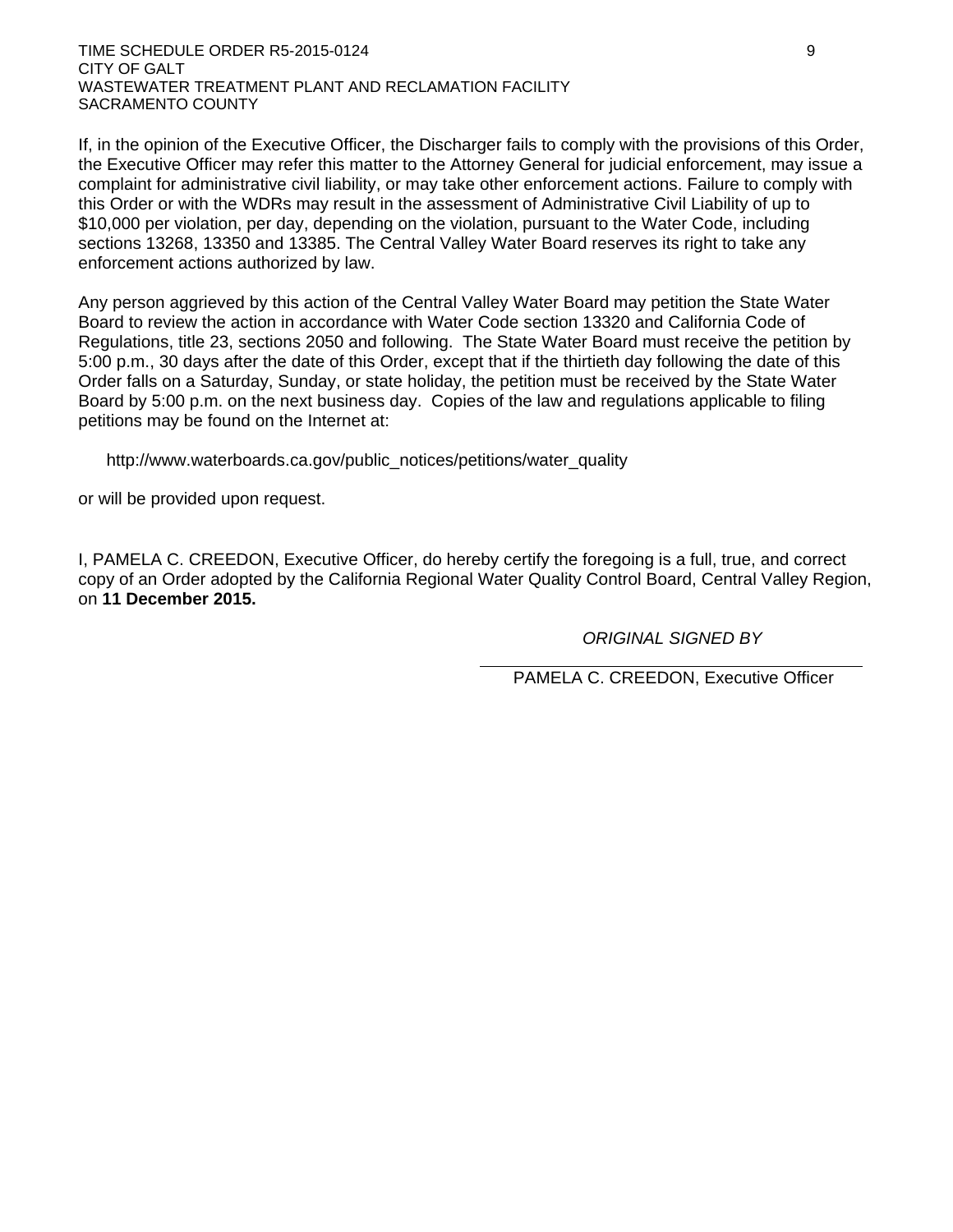If, in the opinion of the Executive Officer, the Discharger fails to comply with the provisions of this Order, the Executive Officer may refer this matter to the Attorney General for judicial enforcement, may issue a complaint for administrative civil liability, or may take other enforcement actions. Failure to comply with this Order or with the WDRs may result in the assessment of Administrative Civil Liability of up to $10,000 per violation, per day, depending on the violation, pursuant to the Water Code, including sections 13268, 13350 and 13385. The Central Valley Water Board reserves its right to take any enforcement actions authorized by law.

Any person aggrieved by this action of the Central Valley Water Board may petition the State Water Board to review the action in accordance with Water Code section 13320 and California Code of Regulations, title 23, sections 2050 and following. The State Water Board must receive the petition by 5:00 p.m., 30 days after the date of this Order, except that if the thirtieth day following the date of this Order falls on a Saturday, Sunday, or state holiday, the petition must be received by the State Water Board by 5:00 p.m. on the next business day. Copies of the law and regulations applicable to filing petitions may be found on the Internet at:

http://www.waterboards.ca.gov/public_notices/petitions/water_quality

or will be provided upon request.

I, PAMELA C. CREEDON, Executive Officer, do hereby certify the foregoing is a full, true, and correct copy of an Order adopted by the California Regional Water Quality Control Board, Central Valley Region, on **11 December 2015.**

*ORIGINAL SIGNED BY*

PAMELA C. CREEDON, Executive Officer